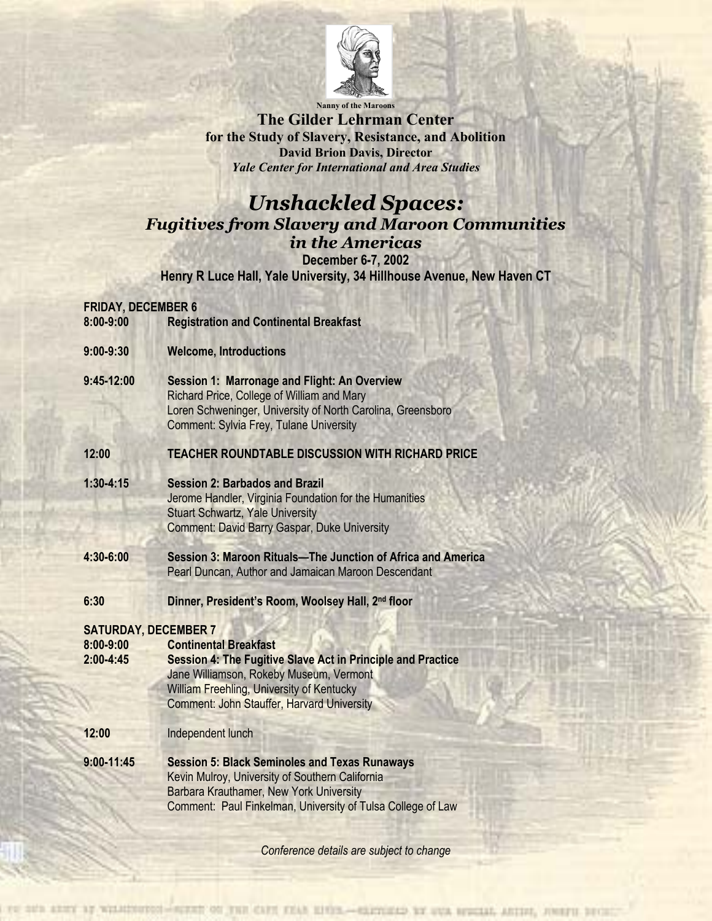Nanny of the Maroons

**The Gilder Lehrman Center**
**for the Study of Slavery, Resistance, and Abolition**
**David Brion Davis, Director**
***Yale Center for International and Area Studies***

# *Unshackled Spaces:*
## *Fugitives from Slavery and Maroon Communities in the Americas*

**December 6-7, 2002**
**Henry R Luce Hall, Yale University, 34 Hillhouse Avenue, New Haven CT**

**FRIDAY, DECEMBER 6**

**8:00-9:00** **Registration and Continental Breakfast**

**9:00-9:30** **Welcome, Introductions**

**9:45-12:00** **Session 1: Marronage and Flight: An Overview**
Richard Price, College of William and Mary
Loren Schweninger, University of North Carolina, Greensboro
Comment: Sylvia Frey, Tulane University

**12:00** **TEACHER ROUNDTABLE DISCUSSION WITH RICHARD PRICE**

**1:30-4:15** **Session 2: Barbados and Brazil**
Jerome Handler, Virginia Foundation for the Humanities
Stuart Schwartz, Yale University
Comment: David Barry Gaspar, Duke University

**4:30-6:00** **Session 3: Maroon Rituals—The Junction of Africa and America**
Pearl Duncan, Author and Jamaican Maroon Descendant

**6:30** **Dinner, President's Room, Woolsey Hall, 2nd floor**

**SATURDAY, DECEMBER 7**

**8:00-9:00** **Continental Breakfast**
**2:00-4:45** **Session 4: The Fugitive Slave Act in Principle and Practice**
Jane Williamson, Rokeby Museum, Vermont
William Freehling, University of Kentucky
Comment: John Stauffer, Harvard University

**12:00** Independent lunch

**9:00-11:45** **Session 5: Black Seminoles and Texas Runaways**
Kevin Mulroy, University of Southern California
Barbara Krauthamer, New York University
Comment: Paul Finkelman, University of Tulsa College of Law

*Conference details are subject to change*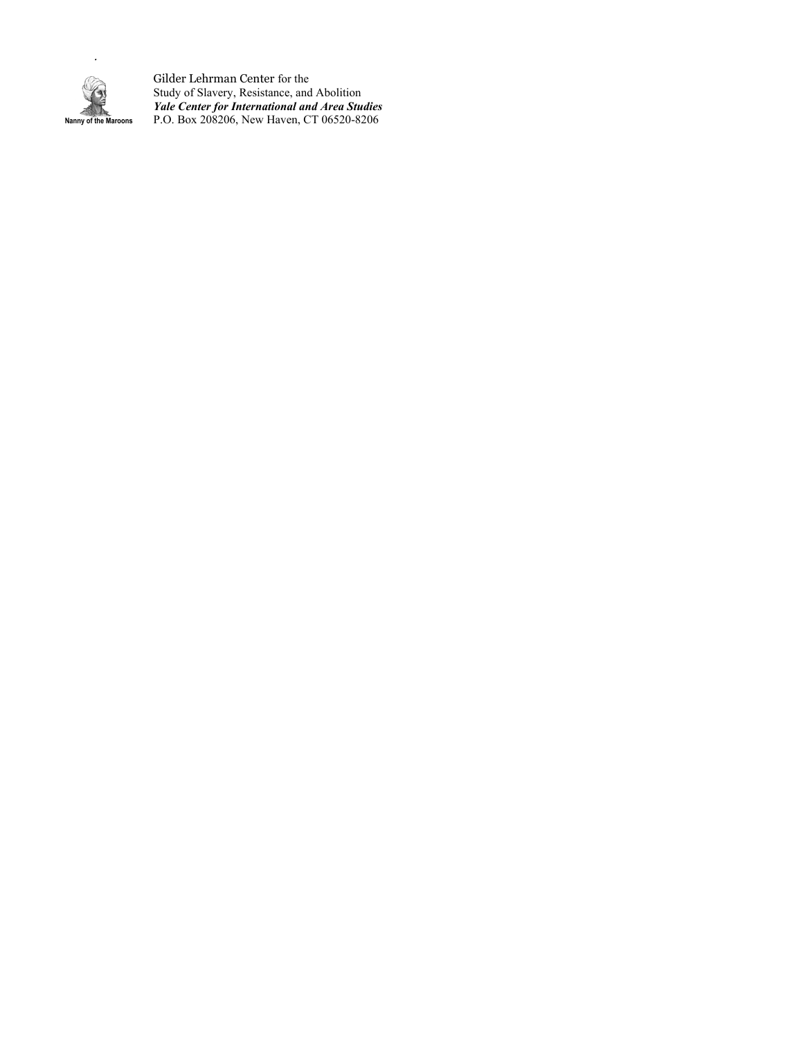Nanny of the Maroons

Gilder Lehrman Center for the
Study of Slavery, Resistance, and Abolition
***Yale Center for International and Area Studies***
P.O. Box 208206, New Haven, CT 06520-8206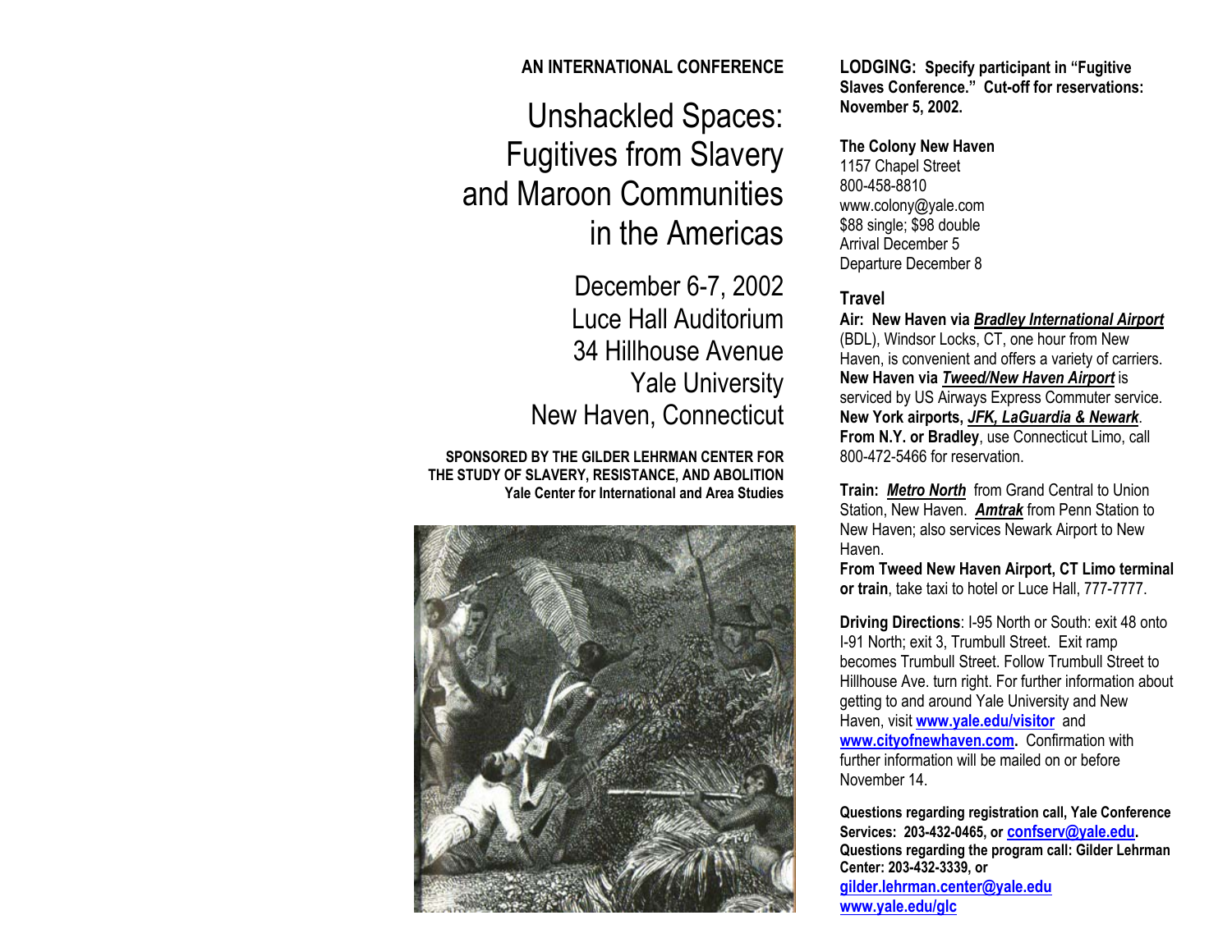**AN INTERNATIONAL CONFERENCE**

# Unshackled Spaces: Fugitives from Slavery and Maroon Communities in the Americas

December 6-7, 2002
Luce Hall Auditorium
34 Hillhouse Avenue
Yale University
New Haven, Connecticut

**SPONSORED BY THE GILDER LEHRMAN CENTER FOR THE STUDY OF SLAVERY, RESISTANCE, AND ABOLITION**
**Yale Center for International and Area Studies**

**LODGING: Specify participant in "Fugitive Slaves Conference." Cut-off for reservations: November 5, 2002.**

**The Colony New Haven**
1157 Chapel Street
800-458-8810
www.colony@yale.com
$88 single; $98 double
Arrival December 5
Departure December 8

## Travel

**Air: New Haven via *Bradley International Airport*** (BDL), Windsor Locks, CT, one hour from New Haven, is convenient and offers a variety of carriers. **New Haven via *Tweed/New Haven Airport*** is serviced by US Airways Express Commuter service. **New York airports, *JFK, LaGuardia & Newark*. From N.Y. or Bradley**, use Connecticut Limo, call 800-472-5466 for reservation.

**Train: *Metro North*** from Grand Central to Union Station, New Haven. ***Amtrak*** from Penn Station to New Haven; also services Newark Airport to New Haven.
**From Tweed New Haven Airport, CT Limo terminal or train**, take taxi to hotel or Luce Hall, 777-7777.

**Driving Directions**: I-95 North or South: exit 48 onto I-91 North; exit 3, Trumbull Street. Exit ramp becomes Trumbull Street. Follow Trumbull Street to Hillhouse Ave. turn right. For further information about getting to and around Yale University and New Haven, visit **www.yale.edu/visitor** and **www.cityofnewhaven.com.** Confirmation with further information will be mailed on or before November 14.

**Questions regarding registration call, Yale Conference Services: 203-432-0465, or confserv@yale.edu.**
**Questions regarding the program call: Gilder Lehrman Center: 203-432-3339, or**
**gilder.lehrman.center@yale.edu**
**www.yale.edu/glc**